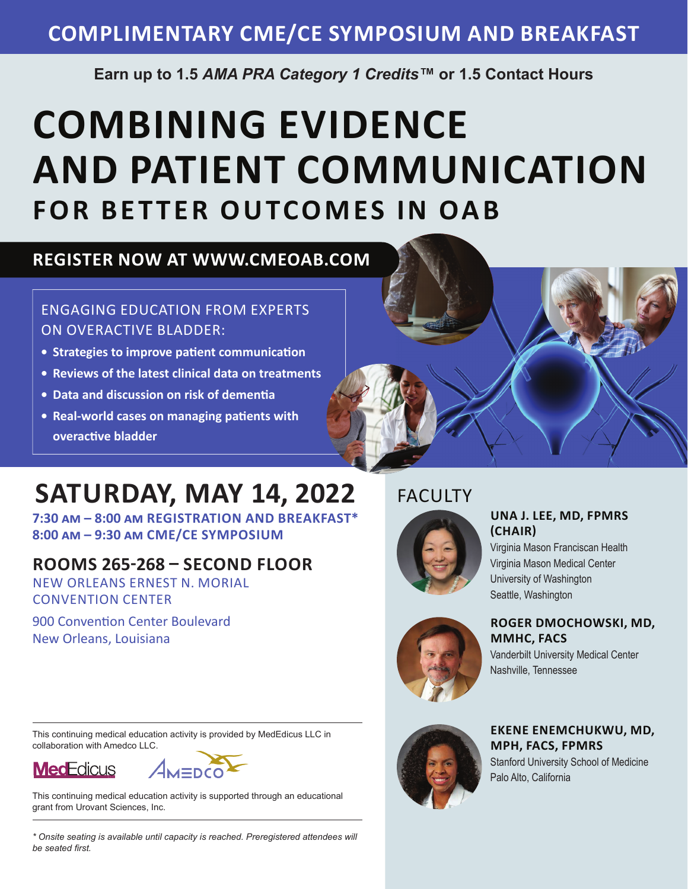# COMPLIMENTARY CME/CE SYMPOSIUM AND BREAKFAST

**Earn up to 1.5 *AMA PRA Category 1 Credits*™ or 1.5 Contact Hours**

# COMBINING EVIDENCE AND PATIENT COMMUNICATION

## FOR BETTER OUTCOMES IN OAB

**REGISTER NOW AT WWW.CMEOAB.COM**

ENGAGING EDUCATION FROM EXPERTS ON OVERACTIVE BLADDER:

- **Strategies to improve patient communication**
- **Reviews of the latest clinical data on treatments**
- **Data and discussion on risk of dementia**
- **Real-world cases on managing patients with overactive bladder**

## SATURDAY, MAY 14, 2022

**7:30 AM – 8:00 AM REGISTRATION AND BREAKFAST***
**8:00 AM – 9:30 AM CME/CE SYMPOSIUM**

### ROOMS 265-268 – SECOND FLOOR

NEW ORLEANS ERNEST N. MORIAL CONVENTION CENTER

900 Convention Center Boulevard
New Orleans, Louisiana

## FACULTY

**UNA J. LEE, MD, FPMRS (CHAIR)**
Virginia Mason Franciscan Health
Virginia Mason Medical Center
University of Washington
Seattle, Washington

**ROGER DMOCHOWSKI, MD, MMHC, FACS**
Vanderbilt University Medical Center
Nashville, Tennessee

**EKENE ENEMCHUKWU, MD, MPH, FACS, FPMRS**
Stanford University School of Medicine
Palo Alto, California

---

This continuing medical education activity is provided by MedEdicus LLC in collaboration with Amedco LLC.

MedEdicus    AMEDCO

This continuing medical education activity is supported through an educational grant from Urovant Sciences, Inc.

---

*\* Onsite seating is available until capacity is reached. Preregistered attendees will be seated first.*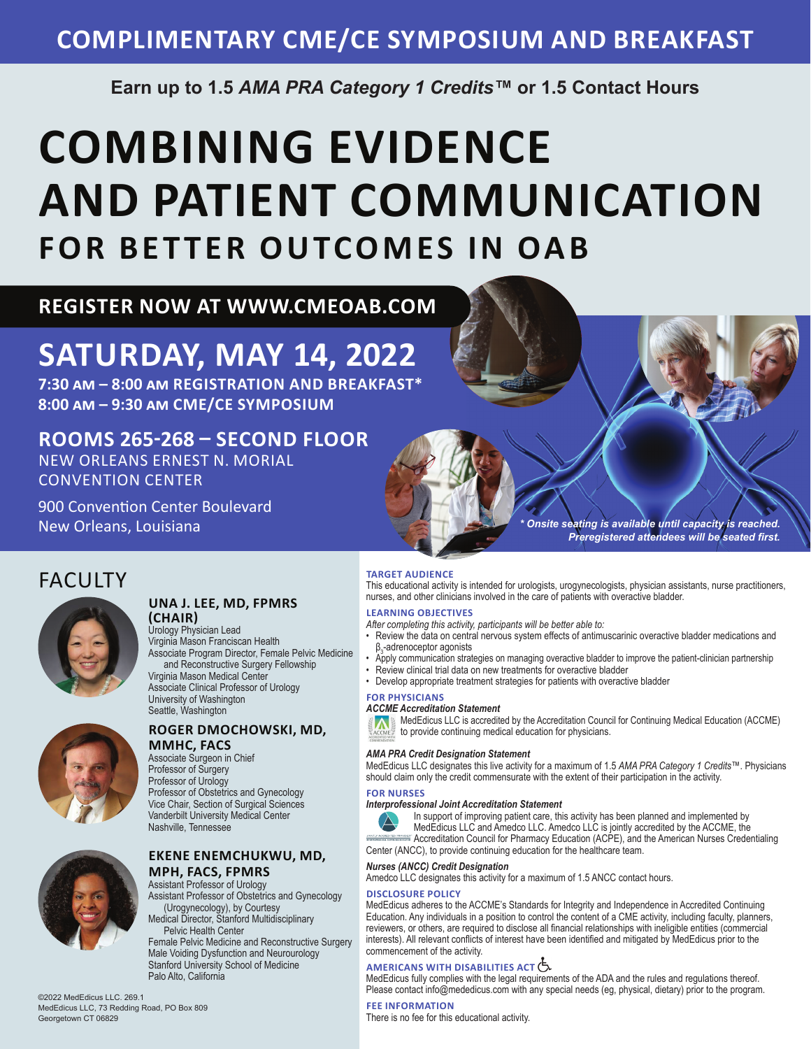# COMPLIMENTARY CME/CE SYMPOSIUM AND BREAKFAST

**Earn up to 1.5 *AMA PRA Category 1 Credits*™ or 1.5 Contact Hours**

# COMBINING EVIDENCE AND PATIENT COMMUNICATION

## FOR BETTER OUTCOMES IN OAB

**REGISTER NOW AT WWW.CMEOAB.COM**

## SATURDAY, MAY 14, 2022

**7:30 AM – 8:00 AM REGISTRATION AND BREAKFAST***
**8:00 AM – 9:30 AM CME/CE SYMPOSIUM**

**ROOMS 265-268 – SECOND FLOOR**
NEW ORLEANS ERNEST N. MORIAL CONVENTION CENTER

900 Convention Center Boulevard
New Orleans, Louisiana

*** Onsite seating is available until capacity is reached. Preregistered attendees will be seated first.***

## FACULTY

### UNA J. LEE, MD, FPMRS (CHAIR)
Urology Physician Lead
Virginia Mason Franciscan Health
Associate Program Director, Female Pelvic Medicine and Reconstructive Surgery Fellowship
Virginia Mason Medical Center
Associate Clinical Professor of Urology
University of Washington
Seattle, Washington

### ROGER DMOCHOWSKI, MD, MMHC, FACS
Associate Surgeon in Chief
Professor of Surgery
Professor of Urology
Professor of Obstetrics and Gynecology
Vice Chair, Section of Surgical Sciences
Vanderbilt University Medical Center
Nashville, Tennessee

### EKENE ENEMCHUKWU, MD, MPH, FACS, FPMRS
Assistant Professor of Urology
Assistant Professor of Obstetrics and Gynecology (Urogynecology), by Courtesy
Medical Director, Stanford Multidisciplinary Pelvic Health Center
Female Pelvic Medicine and Reconstructive Surgery
Male Voiding Dysfunction and Neurourology
Stanford University School of Medicine
Palo Alto, California

©2022 MedEdicus LLC. 269.1
MedEdicus LLC, 73 Redding Road, PO Box 809
Georgetown CT 06829

### TARGET AUDIENCE
This educational activity is intended for urologists, urogynecologists, physician assistants, nurse practitioners, nurses, and other clinicians involved in the care of patients with overactive bladder.

### LEARNING OBJECTIVES
*After completing this activity, participants will be better able to:*
- Review the data on central nervous system effects of antimuscarinic overactive bladder medications and $\beta_3$-adrenoceptor agonists
- Apply communication strategies on managing overactive bladder to improve the patient-clinician partnership
- Review clinical trial data on new treatments for overactive bladder
- Develop appropriate treatment strategies for patients with overactive bladder

### FOR PHYSICIANS
***ACCME Accreditation Statement***
MedEdicus LLC is accredited by the Accreditation Council for Continuing Medical Education (ACCME) to provide continuing medical education for physicians.

***AMA PRA Credit Designation Statement***
MedEdicus LLC designates this live activity for a maximum of 1.5 *AMA PRA Category 1 Credits*™. Physicians should claim only the credit commensurate with the extent of their participation in the activity.

### FOR NURSES
***Interprofessional Joint Accreditation Statement***
In support of improving patient care, this activity has been planned and implemented by MedEdicus LLC and Amedco LLC. Amedco LLC is jointly accredited by the ACCME, the Accreditation Council for Pharmacy Education (ACPE), and the American Nurses Credentialing Center (ANCC), to provide continuing education for the healthcare team.

***Nurses (ANCC) Credit Designation***
Amedco LLC designates this activity for a maximum of 1.5 ANCC contact hours.

### DISCLOSURE POLICY
MedEdicus adheres to the ACCME's Standards for Integrity and Independence in Accredited Continuing Education. Any individuals in a position to control the content of a CME activity, including faculty, planners, reviewers, or others, are required to disclose all financial relationships with ineligible entities (commercial interests). All relevant conflicts of interest have been identified and mitigated by MedEdicus prior to the commencement of the activity.

### AMERICANS WITH DISABILITIES ACT
MedEdicus fully complies with the legal requirements of the ADA and the rules and regulations thereof. Please contact info@mededicus.com with any special needs (eg, physical, dietary) prior to the program.

### FEE INFORMATION
There is no fee for this educational activity.